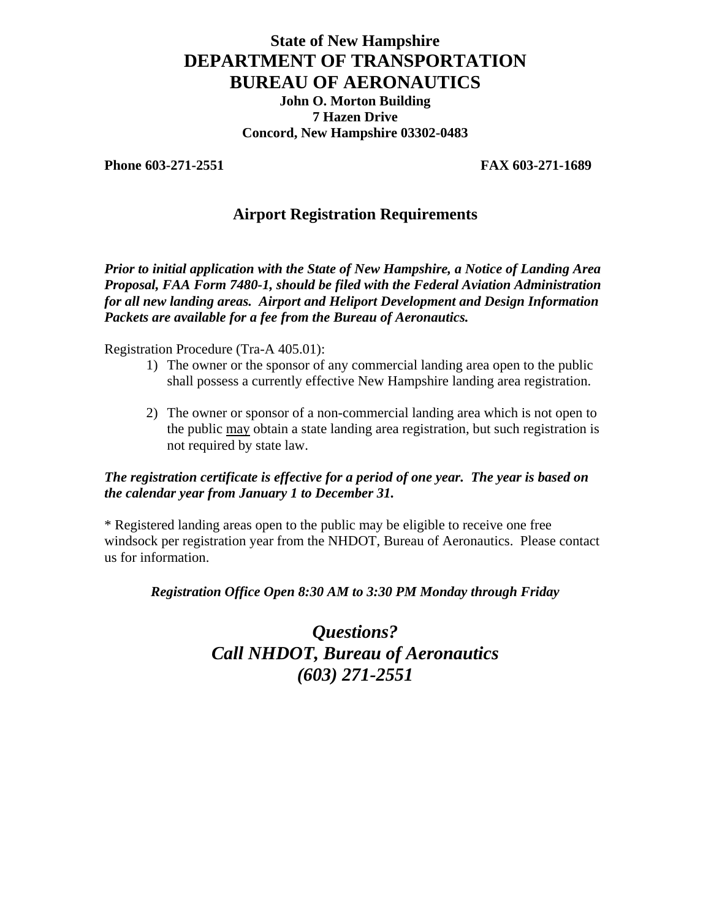# State of New Hampshire
# DEPARTMENT OF TRANSPORTATION
# BUREAU OF AERONAUTICS

**John O. Morton Building**
**7 Hazen Drive**
**Concord, New Hampshire 03302-0483**

**Phone 603-271-2551** **FAX 603-271-1689**

## Airport Registration Requirements

***Prior to initial application with the State of New Hampshire, a Notice of Landing Area Proposal, FAA Form 7480-1, should be filed with the Federal Aviation Administration for all new landing areas. Airport and Heliport Development and Design Information Packets are available for a fee from the Bureau of Aeronautics.***

Registration Procedure (Tra-A 405.01):

1) The owner or the sponsor of any commercial landing area open to the public shall possess a currently effective New Hampshire landing area registration.

2) The owner or sponsor of a non-commercial landing area which is not open to the public <u>may</u> obtain a state landing area registration, but such registration is not required by state law.

***The registration certificate is effective for a period of one year. The year is based on the calendar year from January 1 to December 31.***

* Registered landing areas open to the public may be eligible to receive one free windsock per registration year from the NHDOT, Bureau of Aeronautics. Please contact us for information.

***Registration Office Open 8:30 AM to 3:30 PM Monday through Friday***

***Questions?***
***Call NHDOT, Bureau of Aeronautics***
***(603) 271-2551***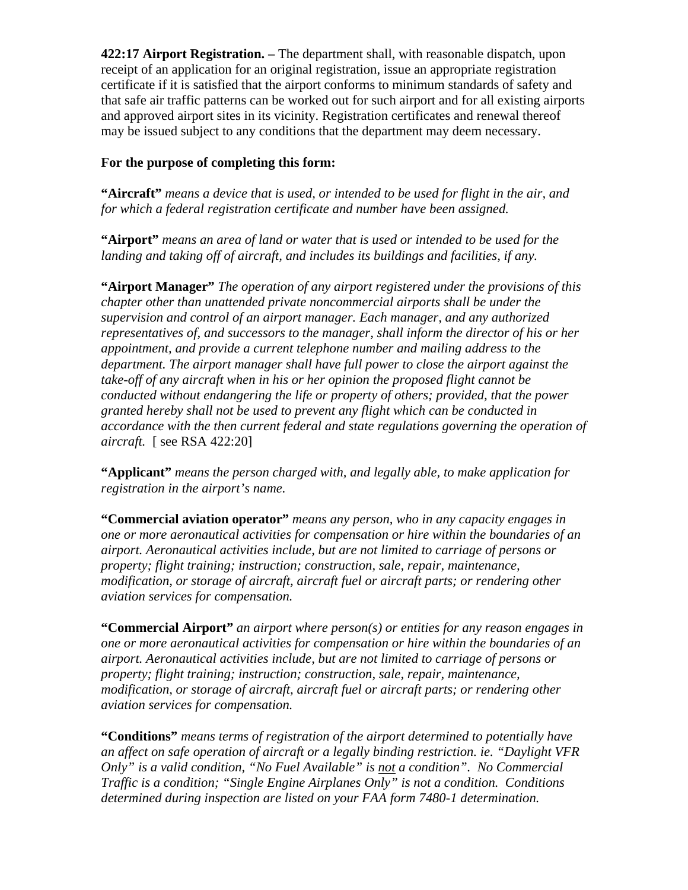**422:17 Airport Registration. –** The department shall, with reasonable dispatch, upon receipt of an application for an original registration, issue an appropriate registration certificate if it is satisfied that the airport conforms to minimum standards of safety and that safe air traffic patterns can be worked out for such airport and for all existing airports and approved airport sites in its vicinity. Registration certificates and renewal thereof may be issued subject to any conditions that the department may deem necessary.

**For the purpose of completing this form:**

**"Aircraft"** *means a device that is used, or intended to be used for flight in the air, and for which a federal registration certificate and number have been assigned.*

**"Airport"** *means an area of land or water that is used or intended to be used for the landing and taking off of aircraft, and includes its buildings and facilities, if any.*

**"Airport Manager"** *The operation of any airport registered under the provisions of this chapter other than unattended private noncommercial airports shall be under the supervision and control of an airport manager. Each manager, and any authorized representatives of, and successors to the manager, shall inform the director of his or her appointment, and provide a current telephone number and mailing address to the department. The airport manager shall have full power to close the airport against the take-off of any aircraft when in his or her opinion the proposed flight cannot be conducted without endangering the life or property of others; provided, that the power granted hereby shall not be used to prevent any flight which can be conducted in accordance with the then current federal and state regulations governing the operation of aircraft.* [ see RSA 422:20]

**"Applicant"** *means the person charged with, and legally able, to make application for registration in the airport's name.*

**"Commercial aviation operator"** *means any person, who in any capacity engages in one or more aeronautical activities for compensation or hire within the boundaries of an airport. Aeronautical activities include, but are not limited to carriage of persons or property; flight training; instruction; construction, sale, repair, maintenance, modification, or storage of aircraft, aircraft fuel or aircraft parts; or rendering other aviation services for compensation.*

**"Commercial Airport"** *an airport where person(s) or entities for any reason engages in one or more aeronautical activities for compensation or hire within the boundaries of an airport. Aeronautical activities include, but are not limited to carriage of persons or property; flight training; instruction; construction, sale, repair, maintenance, modification, or storage of aircraft, aircraft fuel or aircraft parts; or rendering other aviation services for compensation.*

**"Conditions"** *means terms of registration of the airport determined to potentially have an affect on safe operation of aircraft or a legally binding restriction. ie. "Daylight VFR Only" is a valid condition, "No Fuel Available" is <u>not</u> a condition". No Commercial Traffic is a condition; "Single Engine Airplanes Only" is not a condition. Conditions determined during inspection are listed on your FAA form 7480-1 determination.*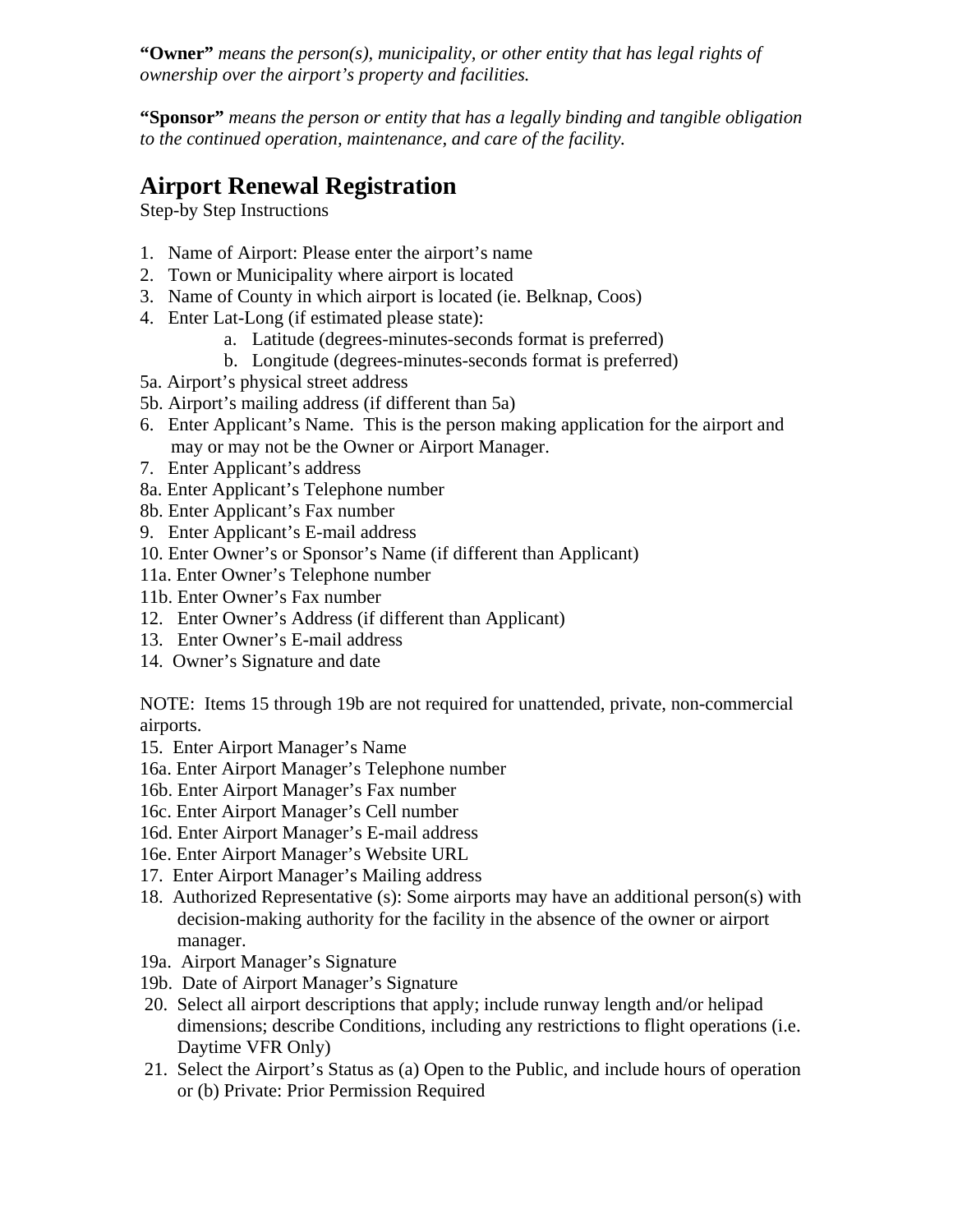**"Owner"** *means the person(s), municipality, or other entity that has legal rights of ownership over the airport's property and facilities.*

**"Sponsor"** *means the person or entity that has a legally binding and tangible obligation to the continued operation, maintenance, and care of the facility.*

## Airport Renewal Registration

Step-by Step Instructions

1. Name of Airport: Please enter the airport's name
2. Town or Municipality where airport is located
3. Name of County in which airport is located (ie. Belknap, Coos)
4. Enter Lat-Long (if estimated please state):
    a. Latitude (degrees-minutes-seconds format is preferred)
    b. Longitude (degrees-minutes-seconds format is preferred)

5a. Airport's physical street address
5b. Airport's mailing address (if different than 5a)

6. Enter Applicant's Name. This is the person making application for the airport and may or may not be the Owner or Airport Manager.
7. Enter Applicant's address

8a. Enter Applicant's Telephone number
8b. Enter Applicant's Fax number

9. Enter Applicant's E-mail address
10. Enter Owner's or Sponsor's Name (if different than Applicant)

11a. Enter Owner's Telephone number
11b. Enter Owner's Fax number

12. Enter Owner's Address (if different than Applicant)
13. Enter Owner's E-mail address
14. Owner's Signature and date

NOTE: Items 15 through 19b are not required for unattended, private, non-commercial airports.

15. Enter Airport Manager's Name

16a. Enter Airport Manager's Telephone number
16b. Enter Airport Manager's Fax number
16c. Enter Airport Manager's Cell number
16d. Enter Airport Manager's E-mail address
16e. Enter Airport Manager's Website URL

17. Enter Airport Manager's Mailing address
18. Authorized Representative (s): Some airports may have an additional person(s) with decision-making authority for the facility in the absence of the owner or airport manager.

19a. Airport Manager's Signature
19b. Date of Airport Manager's Signature

20. Select all airport descriptions that apply; include runway length and/or helipad dimensions; describe Conditions, including any restrictions to flight operations (i.e. Daytime VFR Only)
21. Select the Airport's Status as (a) Open to the Public, and include hours of operation or (b) Private: Prior Permission Required